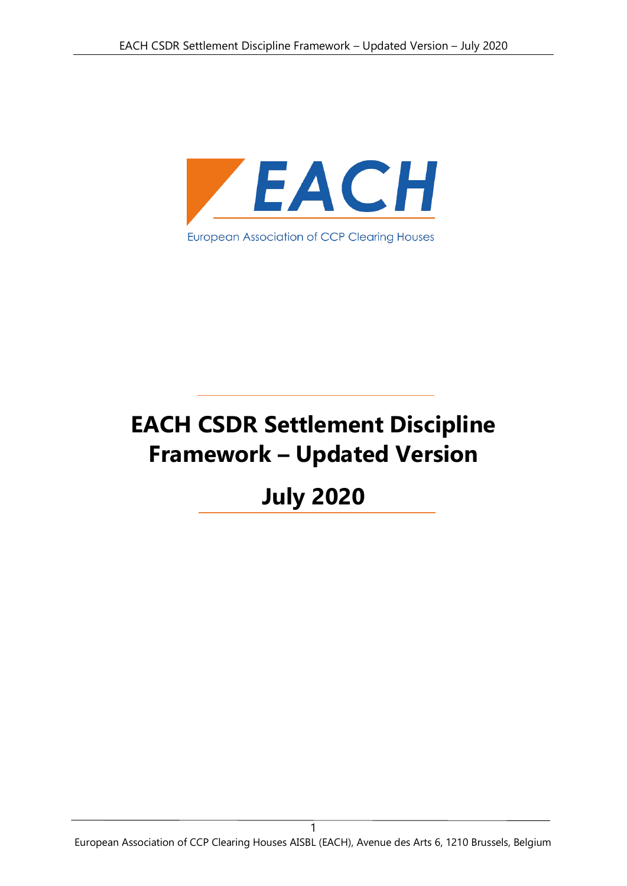EACH

European Association of CCP Clearing Houses

# EACH CSDR Settlement Discipline Framework – Updated Version

## July 2020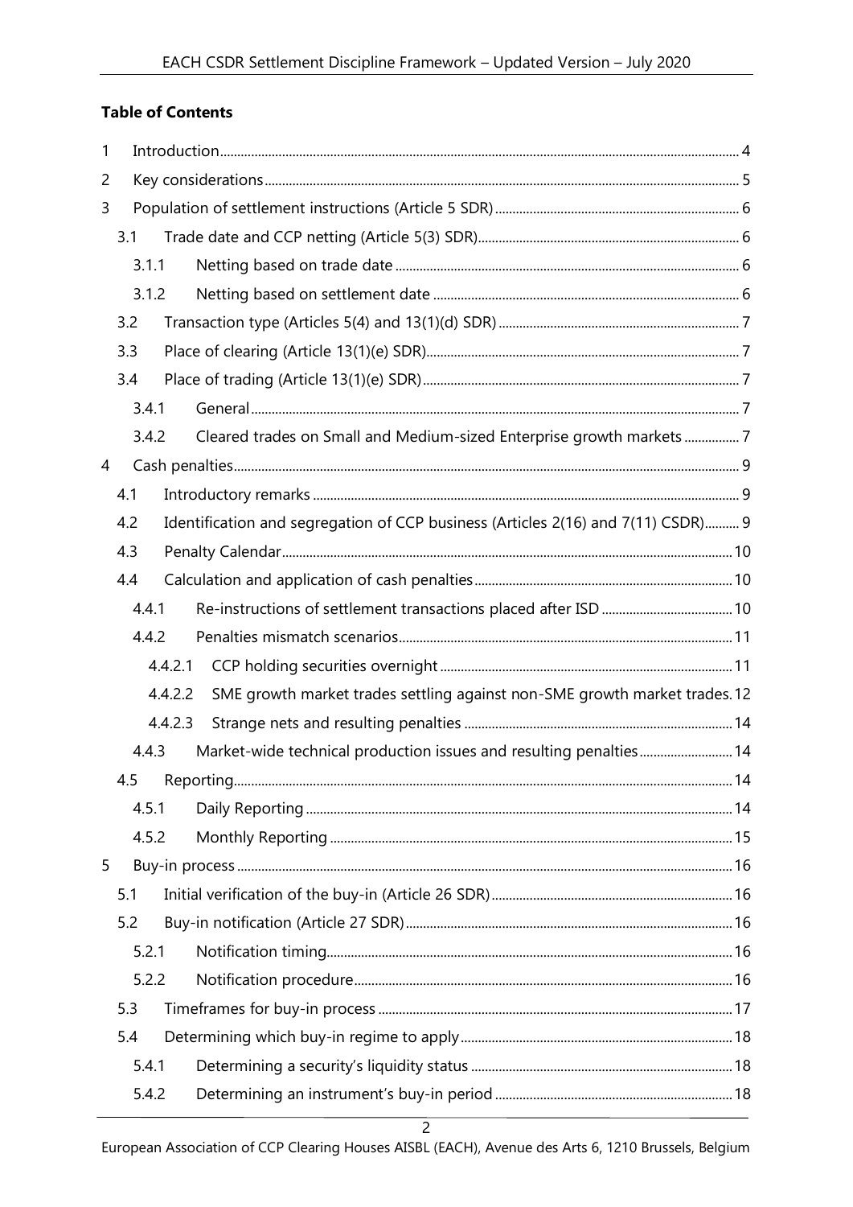**Table of Contents**

1 Introduction ... 4
2 Key considerations ... 5
3 Population of settlement instructions (Article 5 SDR) ... 6
  3.1 Trade date and CCP netting (Article 5(3) SDR) ... 6
    3.1.1 Netting based on trade date ... 6
    3.1.2 Netting based on settlement date ... 6
  3.2 Transaction type (Articles 5(4) and 13(1)(d) SDR) ... 7
  3.3 Place of clearing (Article 13(1)(e) SDR) ... 7
  3.4 Place of trading (Article 13(1)(e) SDR) ... 7
    3.4.1 General ... 7
    3.4.2 Cleared trades on Small and Medium-sized Enterprise growth markets ... 7
4 Cash penalties ... 9
  4.1 Introductory remarks ... 9
  4.2 Identification and segregation of CCP business (Articles 2(16) and 7(11) CSDR) ... 9
  4.3 Penalty Calendar ... 10
  4.4 Calculation and application of cash penalties ... 10
    4.4.1 Re-instructions of settlement transactions placed after ISD ... 10
    4.4.2 Penalties mismatch scenarios ... 11
      4.4.2.1 CCP holding securities overnight ... 11
      4.4.2.2 SME growth market trades settling against non-SME growth market trades. 12
      4.4.2.3 Strange nets and resulting penalties ... 14
    4.4.3 Market-wide technical production issues and resulting penalties ... 14
  4.5 Reporting ... 14
    4.5.1 Daily Reporting ... 14
    4.5.2 Monthly Reporting ... 15
5 Buy-in process ... 16
  5.1 Initial verification of the buy-in (Article 26 SDR) ... 16
  5.2 Buy-in notification (Article 27 SDR) ... 16
    5.2.1 Notification timing ... 16
    5.2.2 Notification procedure ... 16
  5.3 Timeframes for buy-in process ... 17
  5.4 Determining which buy-in regime to apply ... 18
    5.4.1 Determining a security's liquidity status ... 18
    5.4.2 Determining an instrument's buy-in period ... 18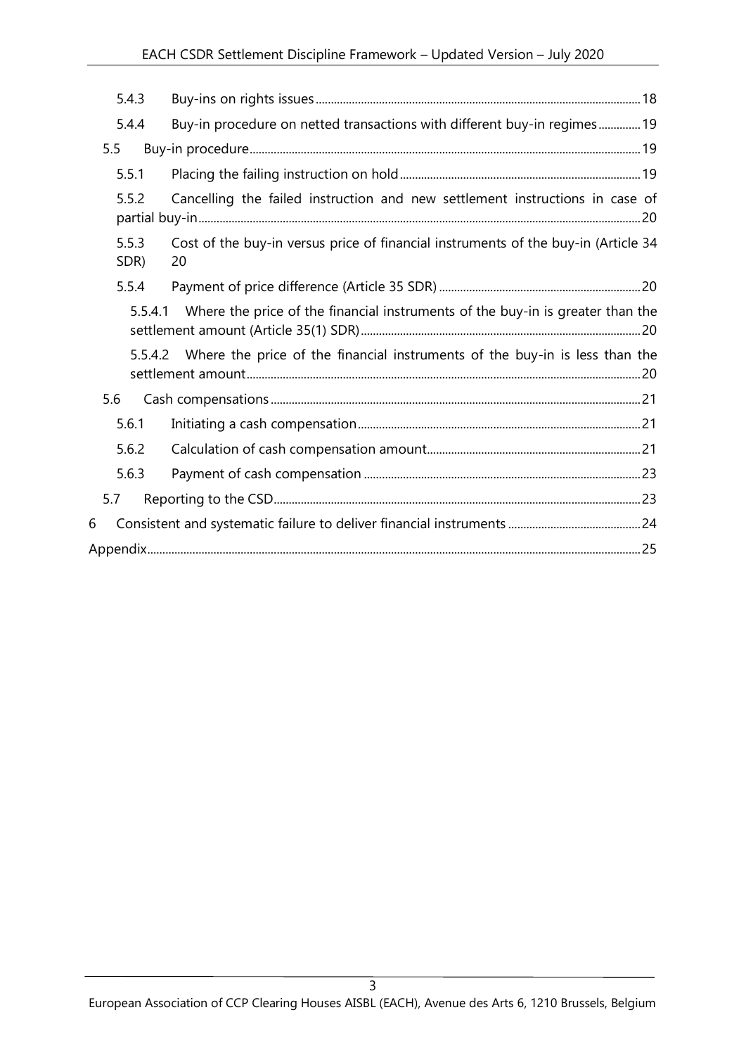5.4.3 Buy-ins on rights issues ........ 18

5.4.4 Buy-in procedure on netted transactions with different buy-in regimes ........ 19

5.5 Buy-in procedure ........ 19

5.5.1 Placing the failing instruction on hold ........ 19

5.5.2 Cancelling the failed instruction and new settlement instructions in case of partial buy-in ........ 20

5.5.3 Cost of the buy-in versus price of financial instruments of the buy-in (Article 34 SDR) 20

5.5.4 Payment of price difference (Article 35 SDR) ........ 20

5.5.4.1 Where the price of the financial instruments of the buy-in is greater than the settlement amount (Article 35(1) SDR) ........ 20

5.5.4.2 Where the price of the financial instruments of the buy-in is less than the settlement amount ........ 20

5.6 Cash compensations ........ 21

5.6.1 Initiating a cash compensation ........ 21

5.6.2 Calculation of cash compensation amount ........ 21

5.6.3 Payment of cash compensation ........ 23

5.7 Reporting to the CSD ........ 23

6 Consistent and systematic failure to deliver financial instruments ........ 24

Appendix ........ 25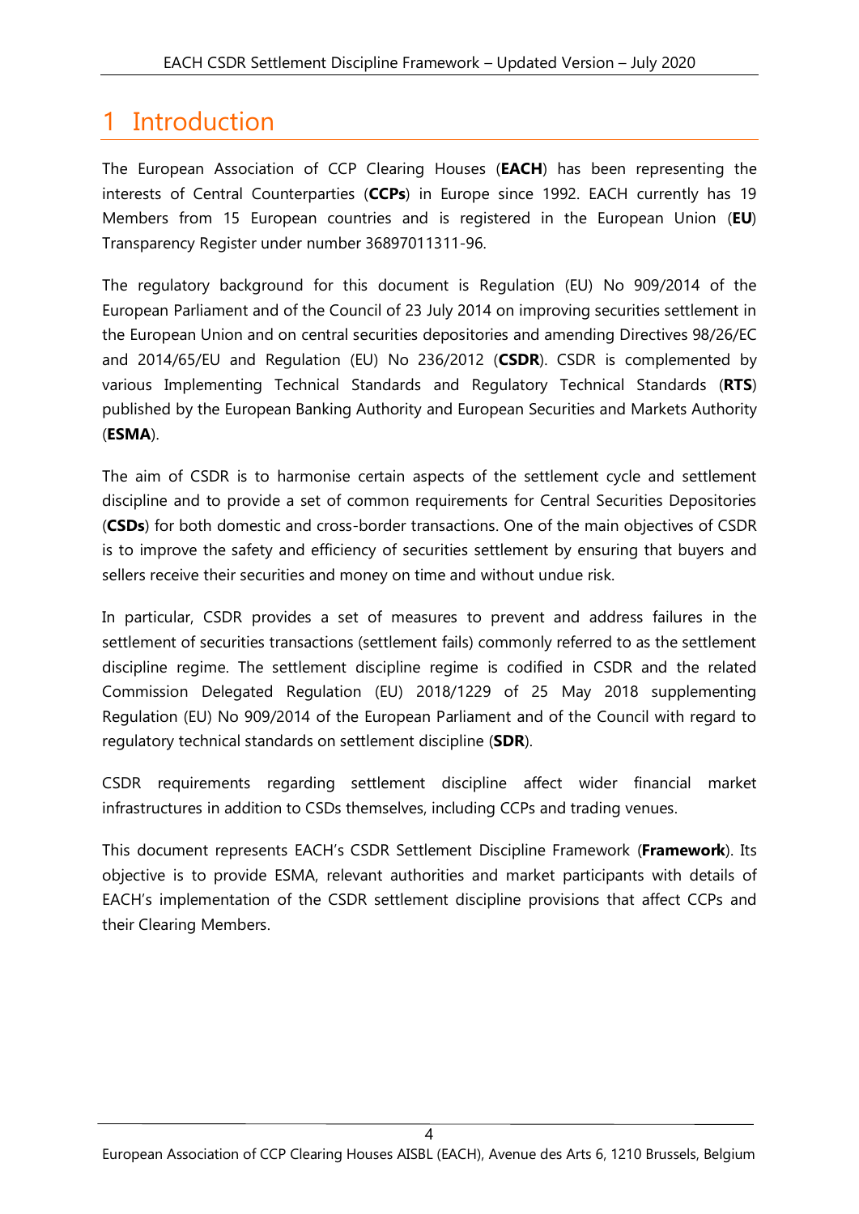# 1 Introduction

The European Association of CCP Clearing Houses (**EACH**) has been representing the interests of Central Counterparties (**CCPs**) in Europe since 1992. EACH currently has 19 Members from 15 European countries and is registered in the European Union (**EU**) Transparency Register under number 36897011311-96.

The regulatory background for this document is Regulation (EU) No 909/2014 of the European Parliament and of the Council of 23 July 2014 on improving securities settlement in the European Union and on central securities depositories and amending Directives 98/26/EC and 2014/65/EU and Regulation (EU) No 236/2012 (**CSDR**). CSDR is complemented by various Implementing Technical Standards and Regulatory Technical Standards (**RTS**) published by the European Banking Authority and European Securities and Markets Authority (**ESMA**).

The aim of CSDR is to harmonise certain aspects of the settlement cycle and settlement discipline and to provide a set of common requirements for Central Securities Depositories (**CSDs**) for both domestic and cross-border transactions. One of the main objectives of CSDR is to improve the safety and efficiency of securities settlement by ensuring that buyers and sellers receive their securities and money on time and without undue risk.

In particular, CSDR provides a set of measures to prevent and address failures in the settlement of securities transactions (settlement fails) commonly referred to as the settlement discipline regime. The settlement discipline regime is codified in CSDR and the related Commission Delegated Regulation (EU) 2018/1229 of 25 May 2018 supplementing Regulation (EU) No 909/2014 of the European Parliament and of the Council with regard to regulatory technical standards on settlement discipline (**SDR**).

CSDR requirements regarding settlement discipline affect wider financial market infrastructures in addition to CSDs themselves, including CCPs and trading venues.

This document represents EACH's CSDR Settlement Discipline Framework (**Framework**). Its objective is to provide ESMA, relevant authorities and market participants with details of EACH's implementation of the CSDR settlement discipline provisions that affect CCPs and their Clearing Members.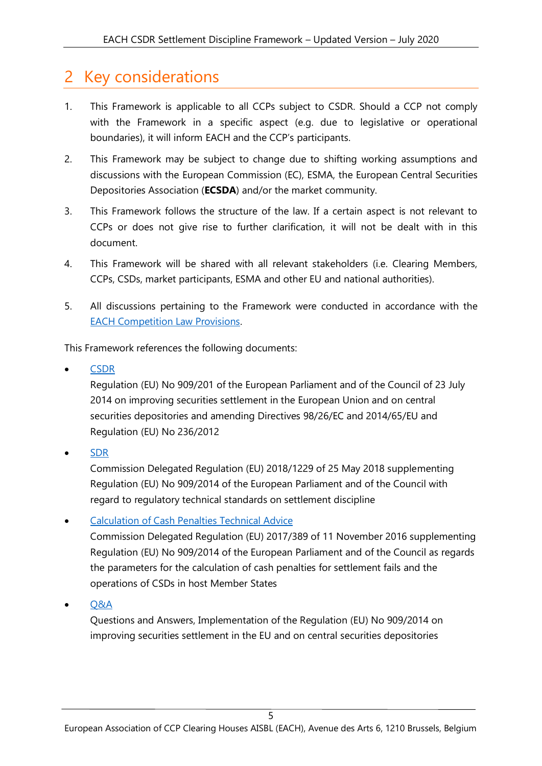# 2 Key considerations

1. This Framework is applicable to all CCPs subject to CSDR. Should a CCP not comply with the Framework in a specific aspect (e.g. due to legislative or operational boundaries), it will inform EACH and the CCP's participants.
2. This Framework may be subject to change due to shifting working assumptions and discussions with the European Commission (EC), ESMA, the European Central Securities Depositories Association (**ECSDA**) and/or the market community.
3. This Framework follows the structure of the law. If a certain aspect is not relevant to CCPs or does not give rise to further clarification, it will not be dealt with in this document.
4. This Framework will be shared with all relevant stakeholders (i.e. Clearing Members, CCPs, CSDs, market participants, ESMA and other EU and national authorities).
5. All discussions pertaining to the Framework were conducted in accordance with the EACH Competition Law Provisions.

This Framework references the following documents:

- CSDR
  Regulation (EU) No 909/201 of the European Parliament and of the Council of 23 July 2014 on improving securities settlement in the European Union and on central securities depositories and amending Directives 98/26/EC and 2014/65/EU and Regulation (EU) No 236/2012
- SDR
  Commission Delegated Regulation (EU) 2018/1229 of 25 May 2018 supplementing Regulation (EU) No 909/2014 of the European Parliament and of the Council with regard to regulatory technical standards on settlement discipline
- Calculation of Cash Penalties Technical Advice
  Commission Delegated Regulation (EU) 2017/389 of 11 November 2016 supplementing Regulation (EU) No 909/2014 of the European Parliament and of the Council as regards the parameters for the calculation of cash penalties for settlement fails and the operations of CSDs in host Member States
- Q&A
  Questions and Answers, Implementation of the Regulation (EU) No 909/2014 on improving securities settlement in the EU and on central securities depositories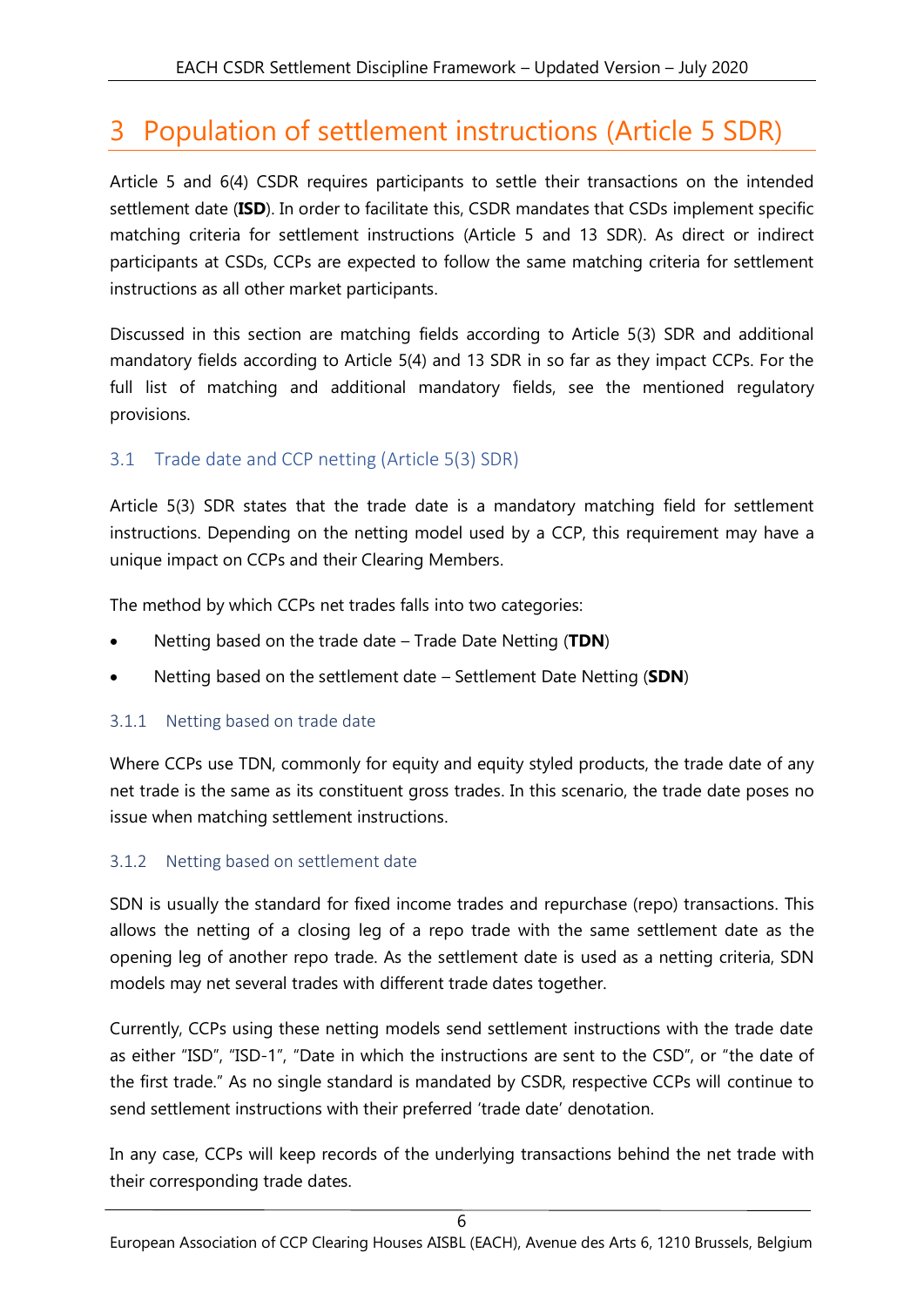# 3 Population of settlement instructions (Article 5 SDR)

Article 5 and 6(4) CSDR requires participants to settle their transactions on the intended settlement date (**ISD**). In order to facilitate this, CSDR mandates that CSDs implement specific matching criteria for settlement instructions (Article 5 and 13 SDR). As direct or indirect participants at CSDs, CCPs are expected to follow the same matching criteria for settlement instructions as all other market participants.

Discussed in this section are matching fields according to Article 5(3) SDR and additional mandatory fields according to Article 5(4) and 13 SDR in so far as they impact CCPs. For the full list of matching and additional mandatory fields, see the mentioned regulatory provisions.

## 3.1 Trade date and CCP netting (Article 5(3) SDR)

Article 5(3) SDR states that the trade date is a mandatory matching field for settlement instructions. Depending on the netting model used by a CCP, this requirement may have a unique impact on CCPs and their Clearing Members.

The method by which CCPs net trades falls into two categories:

- Netting based on the trade date – Trade Date Netting (**TDN**)
- Netting based on the settlement date – Settlement Date Netting (**SDN**)

### 3.1.1 Netting based on trade date

Where CCPs use TDN, commonly for equity and equity styled products, the trade date of any net trade is the same as its constituent gross trades. In this scenario, the trade date poses no issue when matching settlement instructions.

### 3.1.2 Netting based on settlement date

SDN is usually the standard for fixed income trades and repurchase (repo) transactions. This allows the netting of a closing leg of a repo trade with the same settlement date as the opening leg of another repo trade. As the settlement date is used as a netting criteria, SDN models may net several trades with different trade dates together.

Currently, CCPs using these netting models send settlement instructions with the trade date as either "ISD", "ISD-1", "Date in which the instructions are sent to the CSD", or "the date of the first trade." As no single standard is mandated by CSDR, respective CCPs will continue to send settlement instructions with their preferred 'trade date' denotation.

In any case, CCPs will keep records of the underlying transactions behind the net trade with their corresponding trade dates.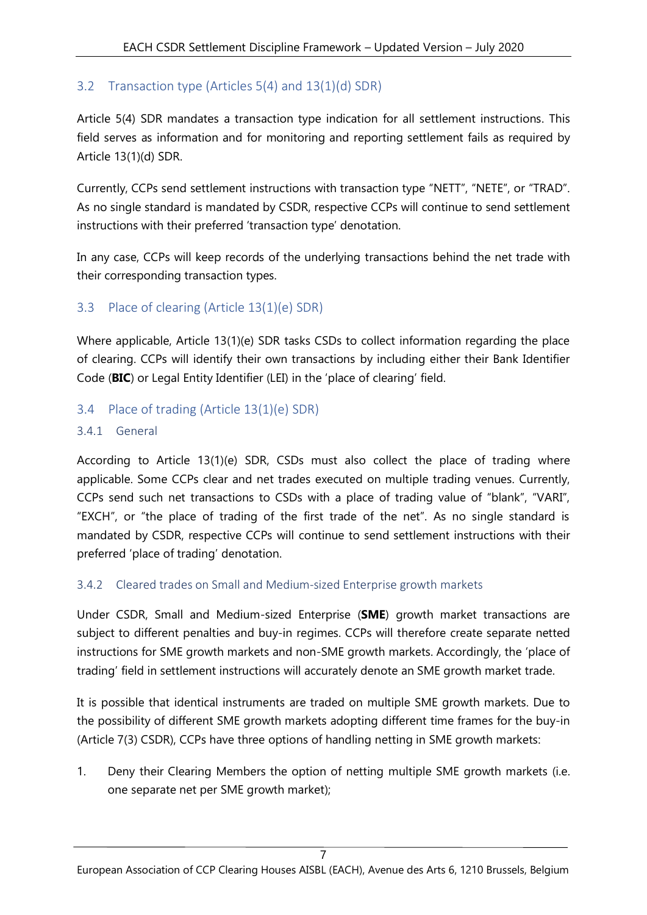## 3.2 Transaction type (Articles 5(4) and 13(1)(d) SDR)

Article 5(4) SDR mandates a transaction type indication for all settlement instructions. This field serves as information and for monitoring and reporting settlement fails as required by Article 13(1)(d) SDR.

Currently, CCPs send settlement instructions with transaction type "NETT", "NETE", or "TRAD". As no single standard is mandated by CSDR, respective CCPs will continue to send settlement instructions with their preferred 'transaction type' denotation.

In any case, CCPs will keep records of the underlying transactions behind the net trade with their corresponding transaction types.

## 3.3 Place of clearing (Article 13(1)(e) SDR)

Where applicable, Article 13(1)(e) SDR tasks CSDs to collect information regarding the place of clearing. CCPs will identify their own transactions by including either their Bank Identifier Code (**BIC**) or Legal Entity Identifier (LEI) in the 'place of clearing' field.

## 3.4 Place of trading (Article 13(1)(e) SDR)

### 3.4.1 General

According to Article 13(1)(e) SDR, CSDs must also collect the place of trading where applicable. Some CCPs clear and net trades executed on multiple trading venues. Currently, CCPs send such net transactions to CSDs with a place of trading value of "blank", "VARI", "EXCH", or "the place of trading of the first trade of the net". As no single standard is mandated by CSDR, respective CCPs will continue to send settlement instructions with their preferred 'place of trading' denotation.

### 3.4.2 Cleared trades on Small and Medium-sized Enterprise growth markets

Under CSDR, Small and Medium-sized Enterprise (**SME**) growth market transactions are subject to different penalties and buy-in regimes. CCPs will therefore create separate netted instructions for SME growth markets and non-SME growth markets. Accordingly, the 'place of trading' field in settlement instructions will accurately denote an SME growth market trade.

It is possible that identical instruments are traded on multiple SME growth markets. Due to the possibility of different SME growth markets adopting different time frames for the buy-in (Article 7(3) CSDR), CCPs have three options of handling netting in SME growth markets:

1. Deny their Clearing Members the option of netting multiple SME growth markets (i.e. one separate net per SME growth market);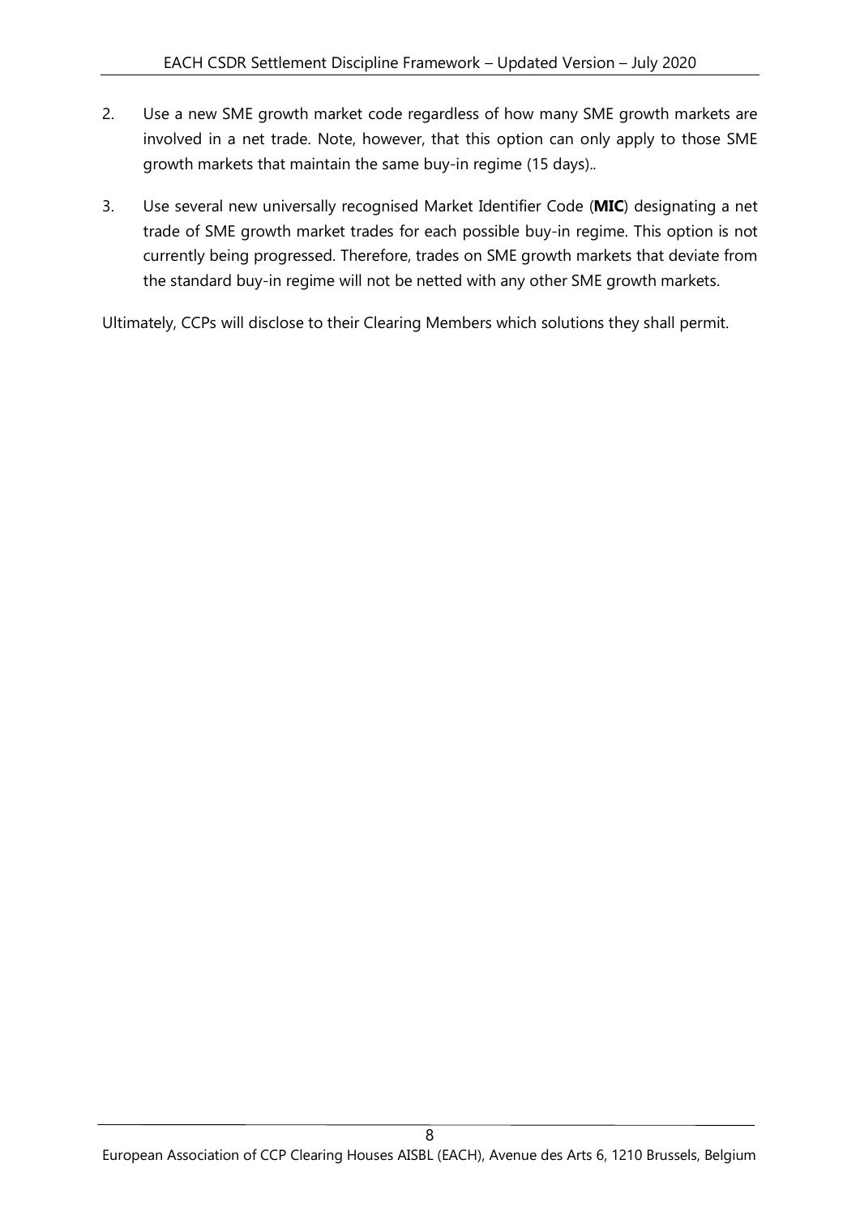2. Use a new SME growth market code regardless of how many SME growth markets are involved in a net trade. Note, however, that this option can only apply to those SME growth markets that maintain the same buy-in regime (15 days)..

3. Use several new universally recognised Market Identifier Code (**MIC**) designating a net trade of SME growth market trades for each possible buy-in regime. This option is not currently being progressed. Therefore, trades on SME growth markets that deviate from the standard buy-in regime will not be netted with any other SME growth markets.

Ultimately, CCPs will disclose to their Clearing Members which solutions they shall permit.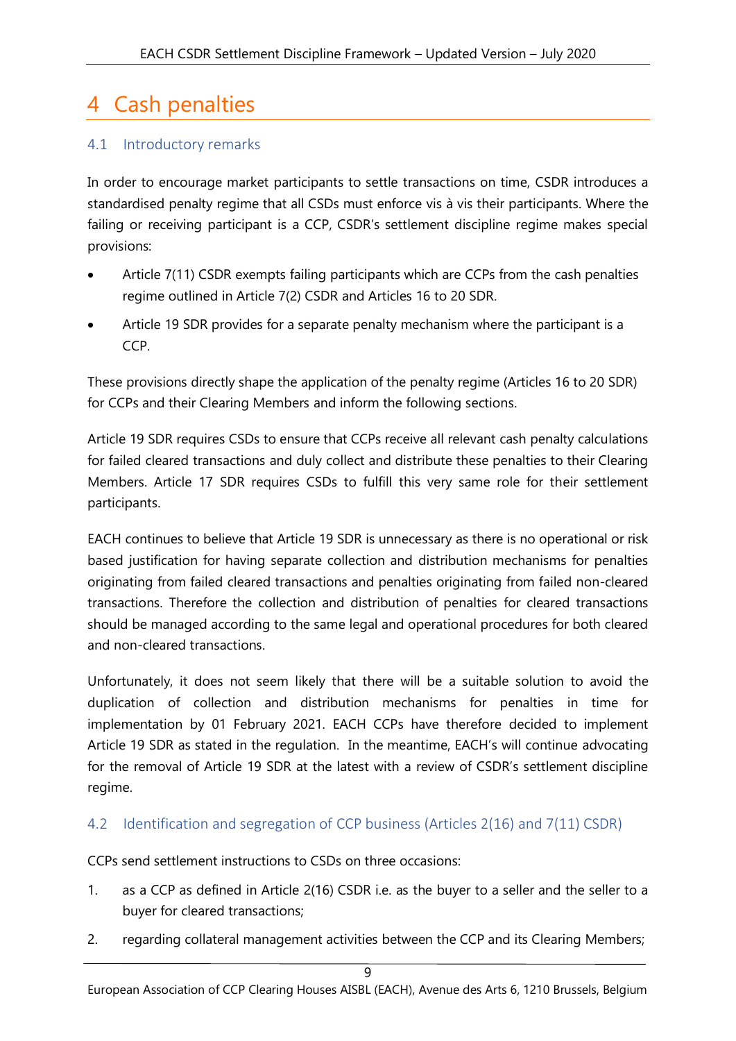# 4 Cash penalties

## 4.1 Introductory remarks

In order to encourage market participants to settle transactions on time, CSDR introduces a standardised penalty regime that all CSDs must enforce vis à vis their participants. Where the failing or receiving participant is a CCP, CSDR's settlement discipline regime makes special provisions:

- Article 7(11) CSDR exempts failing participants which are CCPs from the cash penalties regime outlined in Article 7(2) CSDR and Articles 16 to 20 SDR.
- Article 19 SDR provides for a separate penalty mechanism where the participant is a CCP.

These provisions directly shape the application of the penalty regime (Articles 16 to 20 SDR) for CCPs and their Clearing Members and inform the following sections.

Article 19 SDR requires CSDs to ensure that CCPs receive all relevant cash penalty calculations for failed cleared transactions and duly collect and distribute these penalties to their Clearing Members. Article 17 SDR requires CSDs to fulfill this very same role for their settlement participants.

EACH continues to believe that Article 19 SDR is unnecessary as there is no operational or risk based justification for having separate collection and distribution mechanisms for penalties originating from failed cleared transactions and penalties originating from failed non-cleared transactions. Therefore the collection and distribution of penalties for cleared transactions should be managed according to the same legal and operational procedures for both cleared and non-cleared transactions.

Unfortunately, it does not seem likely that there will be a suitable solution to avoid the duplication of collection and distribution mechanisms for penalties in time for implementation by 01 February 2021. EACH CCPs have therefore decided to implement Article 19 SDR as stated in the regulation. In the meantime, EACH's will continue advocating for the removal of Article 19 SDR at the latest with a review of CSDR's settlement discipline regime.

## 4.2 Identification and segregation of CCP business (Articles 2(16) and 7(11) CSDR)

CCPs send settlement instructions to CSDs on three occasions:

1. as a CCP as defined in Article 2(16) CSDR i.e. as the buyer to a seller and the seller to a buyer for cleared transactions;
2. regarding collateral management activities between the CCP and its Clearing Members;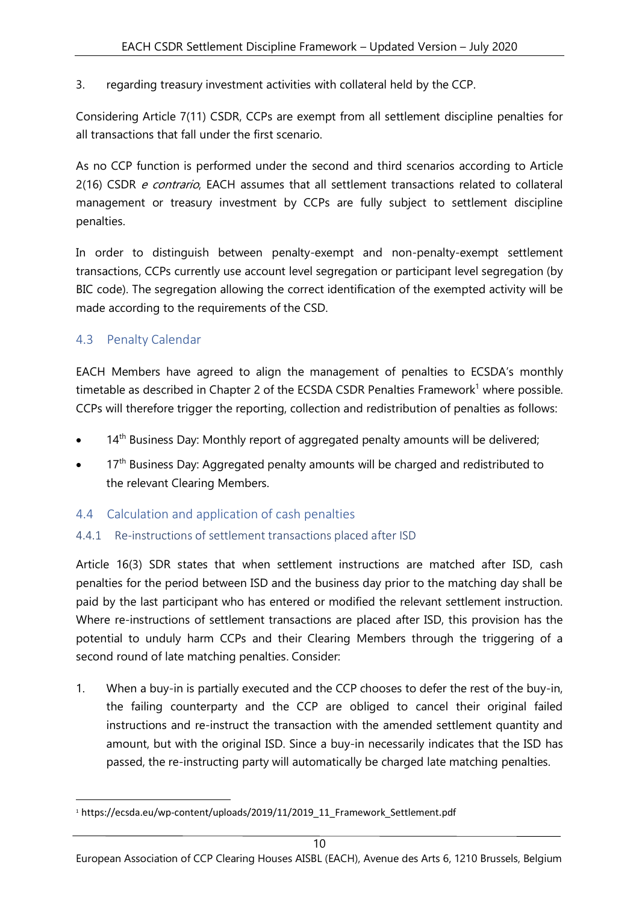3. regarding treasury investment activities with collateral held by the CCP.

Considering Article 7(11) CSDR, CCPs are exempt from all settlement discipline penalties for all transactions that fall under the first scenario.

As no CCP function is performed under the second and third scenarios according to Article 2(16) CSDR *e contrario*, EACH assumes that all settlement transactions related to collateral management or treasury investment by CCPs are fully subject to settlement discipline penalties.

In order to distinguish between penalty-exempt and non-penalty-exempt settlement transactions, CCPs currently use account level segregation or participant level segregation (by BIC code). The segregation allowing the correct identification of the exempted activity will be made according to the requirements of the CSD.

## 4.3 Penalty Calendar

EACH Members have agreed to align the management of penalties to ECSDA's monthly timetable as described in Chapter 2 of the ECSDA CSDR Penalties Framework[1] where possible. CCPs will therefore trigger the reporting, collection and redistribution of penalties as follows:

- 14th Business Day: Monthly report of aggregated penalty amounts will be delivered;
- 17th Business Day: Aggregated penalty amounts will be charged and redistributed to the relevant Clearing Members.

## 4.4 Calculation and application of cash penalties

### 4.4.1 Re-instructions of settlement transactions placed after ISD

Article 16(3) SDR states that when settlement instructions are matched after ISD, cash penalties for the period between ISD and the business day prior to the matching day shall be paid by the last participant who has entered or modified the relevant settlement instruction. Where re-instructions of settlement transactions are placed after ISD, this provision has the potential to unduly harm CCPs and their Clearing Members through the triggering of a second round of late matching penalties. Consider:

1. When a buy-in is partially executed and the CCP chooses to defer the rest of the buy-in, the failing counterparty and the CCP are obliged to cancel their original failed instructions and re-instruct the transaction with the amended settlement quantity and amount, but with the original ISD. Since a buy-in necessarily indicates that the ISD has passed, the re-instructing party will automatically be charged late matching penalties.

---

[1] https://ecsda.eu/wp-content/uploads/2019/11/2019_11_Framework_Settlement.pdf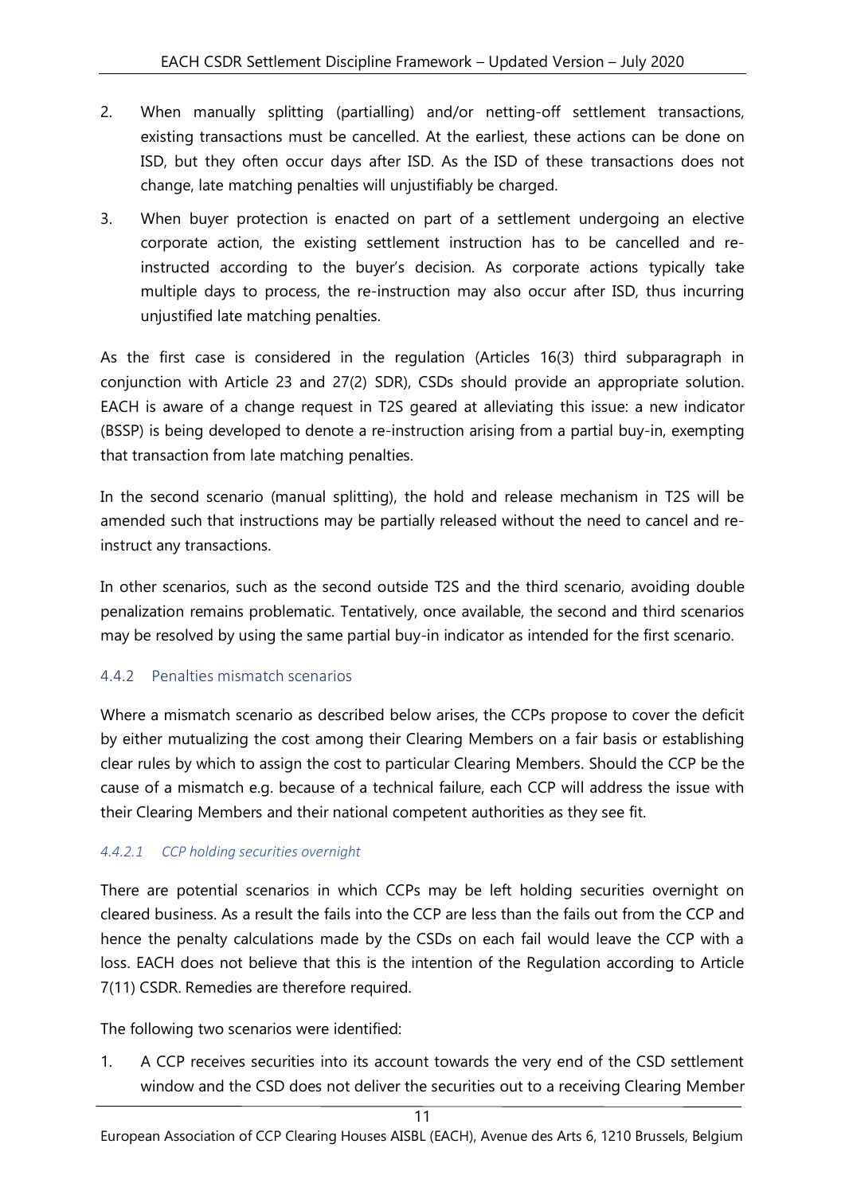2. When manually splitting (partialling) and/or netting-off settlement transactions, existing transactions must be cancelled. At the earliest, these actions can be done on ISD, but they often occur days after ISD. As the ISD of these transactions does not change, late matching penalties will unjustifiably be charged.
3. When buyer protection is enacted on part of a settlement undergoing an elective corporate action, the existing settlement instruction has to be cancelled and re-instructed according to the buyer's decision. As corporate actions typically take multiple days to process, the re-instruction may also occur after ISD, thus incurring unjustified late matching penalties.

As the first case is considered in the regulation (Articles 16(3) third subparagraph in conjunction with Article 23 and 27(2) SDR), CSDs should provide an appropriate solution. EACH is aware of a change request in T2S geared at alleviating this issue: a new indicator (BSSP) is being developed to denote a re-instruction arising from a partial buy-in, exempting that transaction from late matching penalties.

In the second scenario (manual splitting), the hold and release mechanism in T2S will be amended such that instructions may be partially released without the need to cancel and re-instruct any transactions.

In other scenarios, such as the second outside T2S and the third scenario, avoiding double penalization remains problematic. Tentatively, once available, the second and third scenarios may be resolved by using the same partial buy-in indicator as intended for the first scenario.

### 4.4.2 Penalties mismatch scenarios

Where a mismatch scenario as described below arises, the CCPs propose to cover the deficit by either mutualizing the cost among their Clearing Members on a fair basis or establishing clear rules by which to assign the cost to particular Clearing Members. Should the CCP be the cause of a mismatch e.g. because of a technical failure, each CCP will address the issue with their Clearing Members and their national competent authorities as they see fit.

#### *4.4.2.1 CCP holding securities overnight*

There are potential scenarios in which CCPs may be left holding securities overnight on cleared business. As a result the fails into the CCP are less than the fails out from the CCP and hence the penalty calculations made by the CSDs on each fail would leave the CCP with a loss. EACH does not believe that this is the intention of the Regulation according to Article 7(11) CSDR. Remedies are therefore required.

The following two scenarios were identified:

1. A CCP receives securities into its account towards the very end of the CSD settlement window and the CSD does not deliver the securities out to a receiving Clearing Member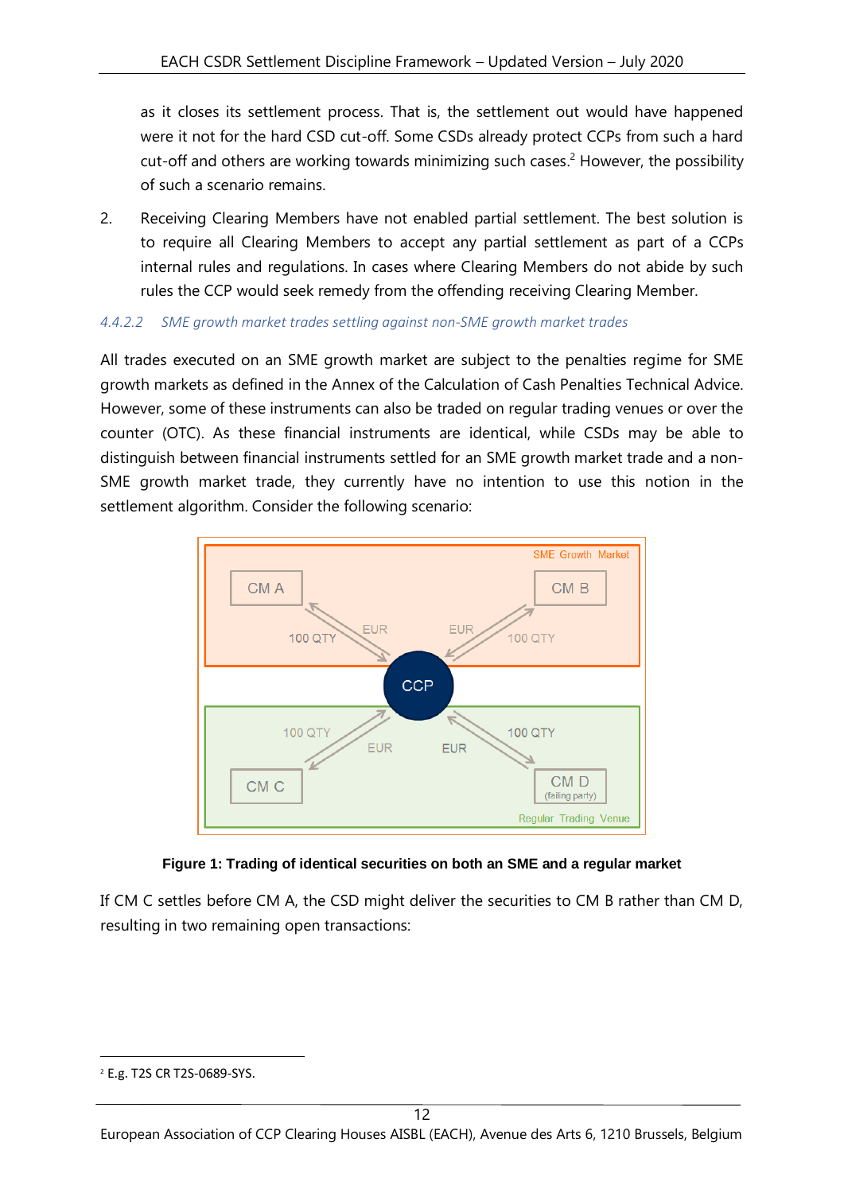as it closes its settlement process. That is, the settlement out would have happened were it not for the hard CSD cut-off. Some CSDs already protect CCPs from such a hard cut-off and others are working towards minimizing such cases.[2] However, the possibility of such a scenario remains.

2. Receiving Clearing Members have not enabled partial settlement. The best solution is to require all Clearing Members to accept any partial settlement as part of a CCPs internal rules and regulations. In cases where Clearing Members do not abide by such rules the CCP would seek remedy from the offending receiving Clearing Member.

#### *4.4.2.2 SME growth market trades settling against non-SME growth market trades*

All trades executed on an SME growth market are subject to the penalties regime for SME growth markets as defined in the Annex of the Calculation of Cash Penalties Technical Advice. However, some of these instruments can also be traded on regular trading venues or over the counter (OTC). As these financial instruments are identical, while CSDs may be able to distinguish between financial instruments settled for an SME growth market trade and a non-SME growth market trade, they currently have no intention to use this notion in the settlement algorithm. Consider the following scenario:

**Figure 1: Trading of identical securities on both an SME and a regular market**

If CM C settles before CM A, the CSD might deliver the securities to CM B rather than CM D, resulting in two remaining open transactions:

[2] E.g. T2S CR T2S-0689-SYS.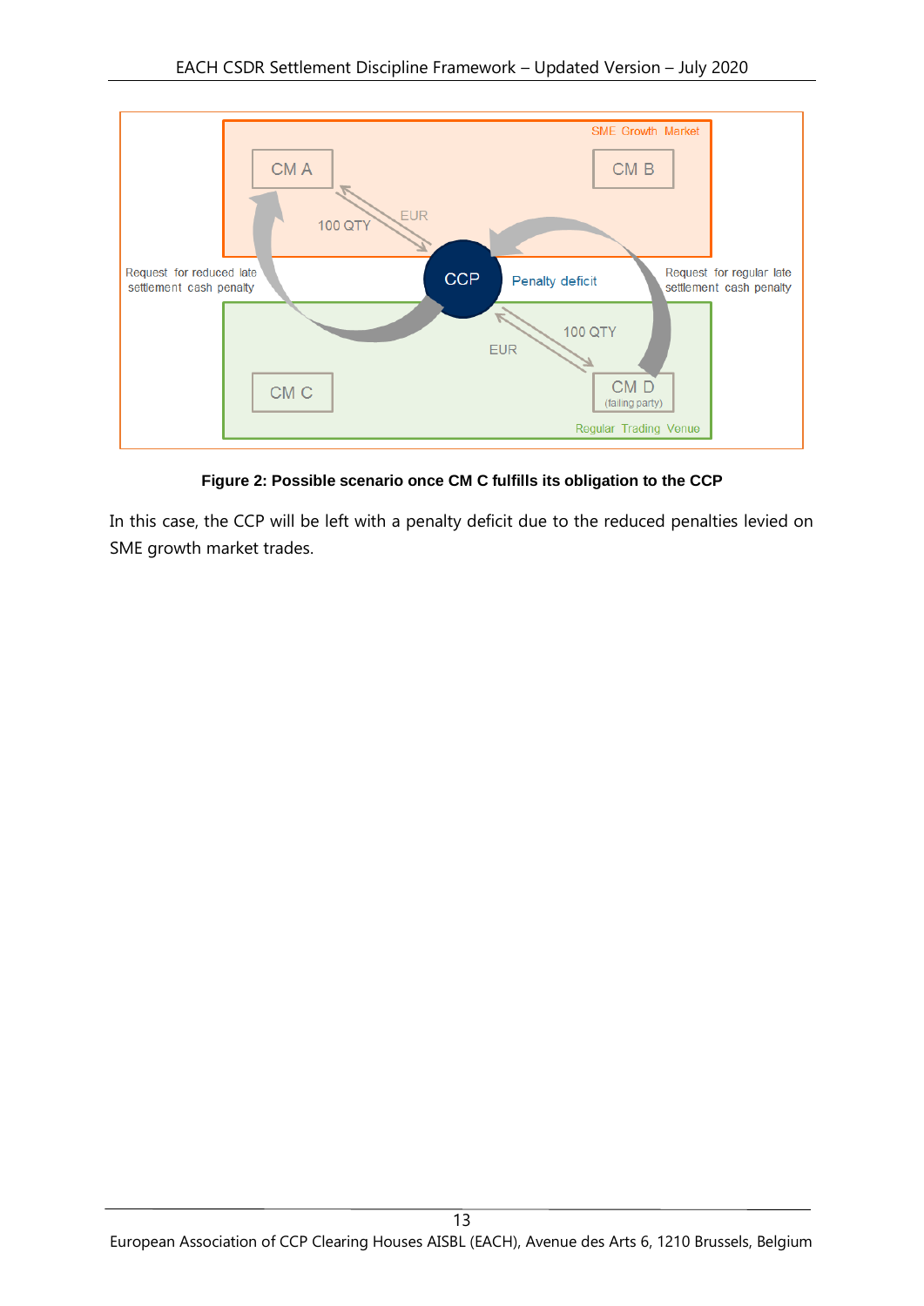**Figure 2: Possible scenario once CM C fulfills its obligation to the CCP**

In this case, the CCP will be left with a penalty deficit due to the reduced penalties levied on SME growth market trades.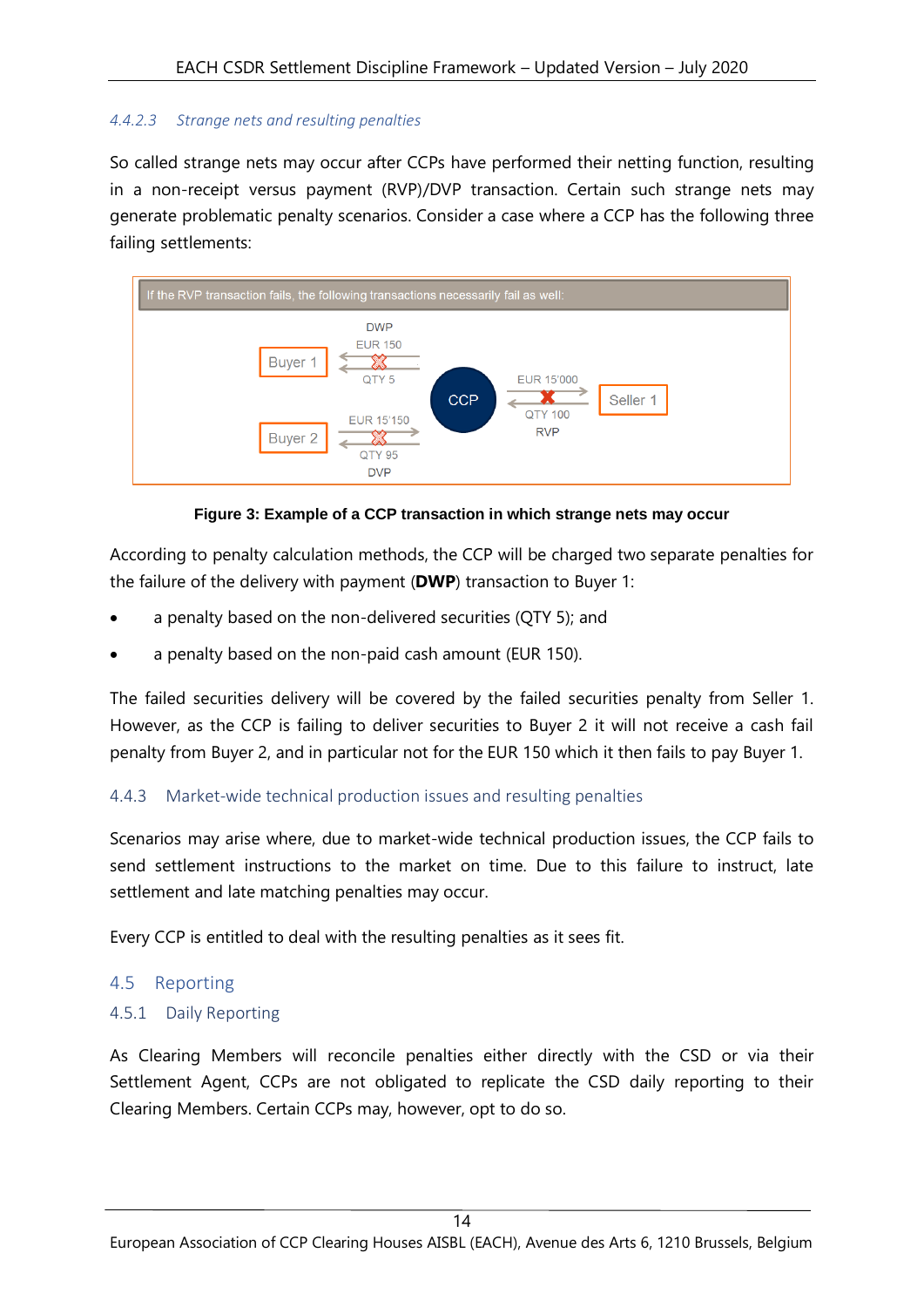#### 4.4.2.3 Strange nets and resulting penalties

So called strange nets may occur after CCPs have performed their netting function, resulting in a non-receipt versus payment (RVP)/DVP transaction. Certain such strange nets may generate problematic penalty scenarios. Consider a case where a CCP has the following three failing settlements:

If the RVP transaction fails, the following transactions necessarily fail as well:

Buyer 1 — DWP — EUR 150 / QTY 5 — CCP — EUR 15'000 / QTY 100 — RVP — Seller 1

Buyer 2 — DVP — EUR 15'150 / QTY 95 — CCP

**Figure 3: Example of a CCP transaction in which strange nets may occur**

According to penalty calculation methods, the CCP will be charged two separate penalties for the failure of the delivery with payment (**DWP**) transaction to Buyer 1:

- a penalty based on the non-delivered securities (QTY 5); and
- a penalty based on the non-paid cash amount (EUR 150).

The failed securities delivery will be covered by the failed securities penalty from Seller 1. However, as the CCP is failing to deliver securities to Buyer 2 it will not receive a cash fail penalty from Buyer 2, and in particular not for the EUR 150 which it then fails to pay Buyer 1.

### 4.4.3 Market-wide technical production issues and resulting penalties

Scenarios may arise where, due to market-wide technical production issues, the CCP fails to send settlement instructions to the market on time. Due to this failure to instruct, late settlement and late matching penalties may occur.

Every CCP is entitled to deal with the resulting penalties as it sees fit.

## 4.5 Reporting

### 4.5.1 Daily Reporting

As Clearing Members will reconcile penalties either directly with the CSD or via their Settlement Agent, CCPs are not obligated to replicate the CSD daily reporting to their Clearing Members. Certain CCPs may, however, opt to do so.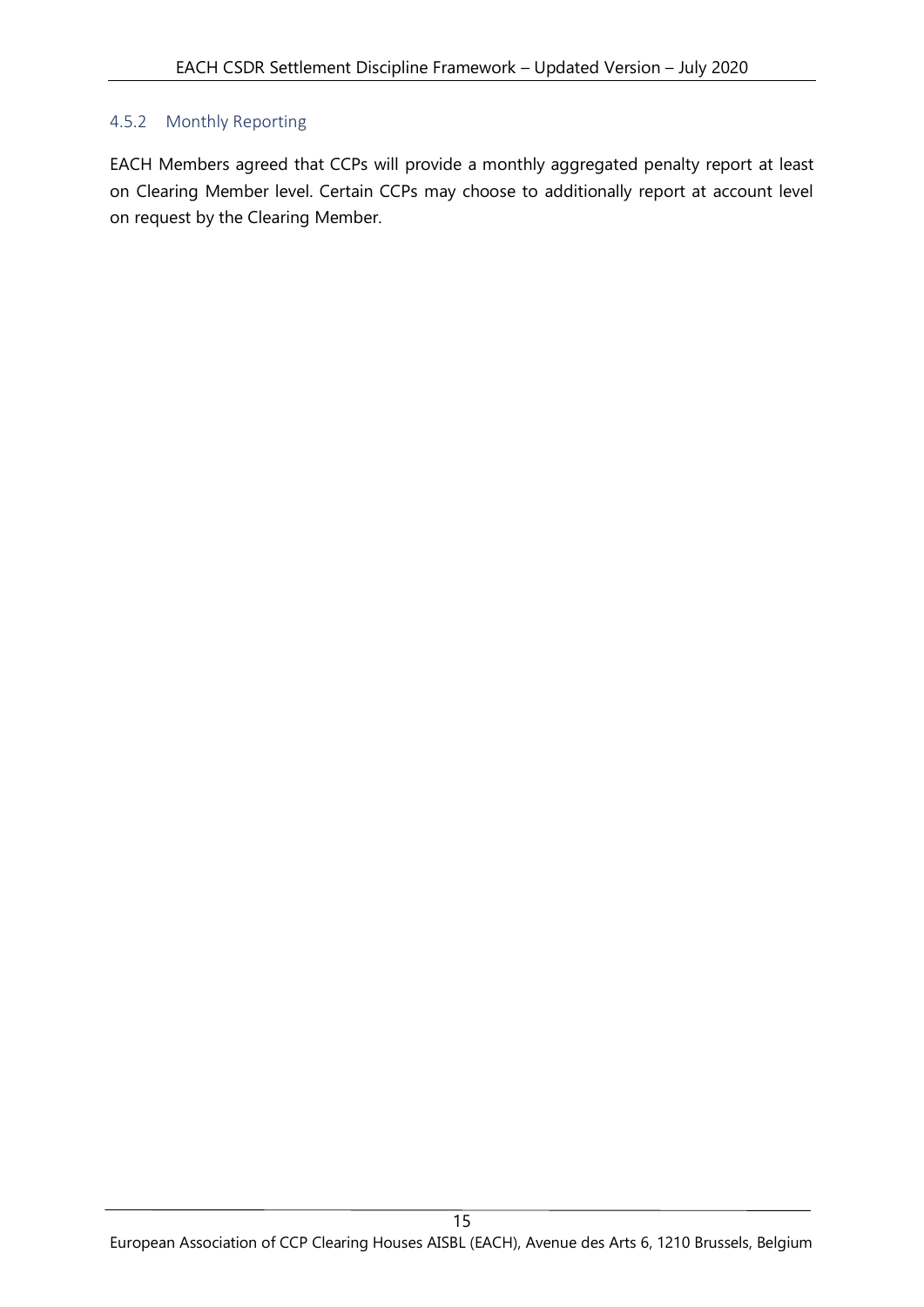### 4.5.2 Monthly Reporting

EACH Members agreed that CCPs will provide a monthly aggregated penalty report at least on Clearing Member level. Certain CCPs may choose to additionally report at account level on request by the Clearing Member.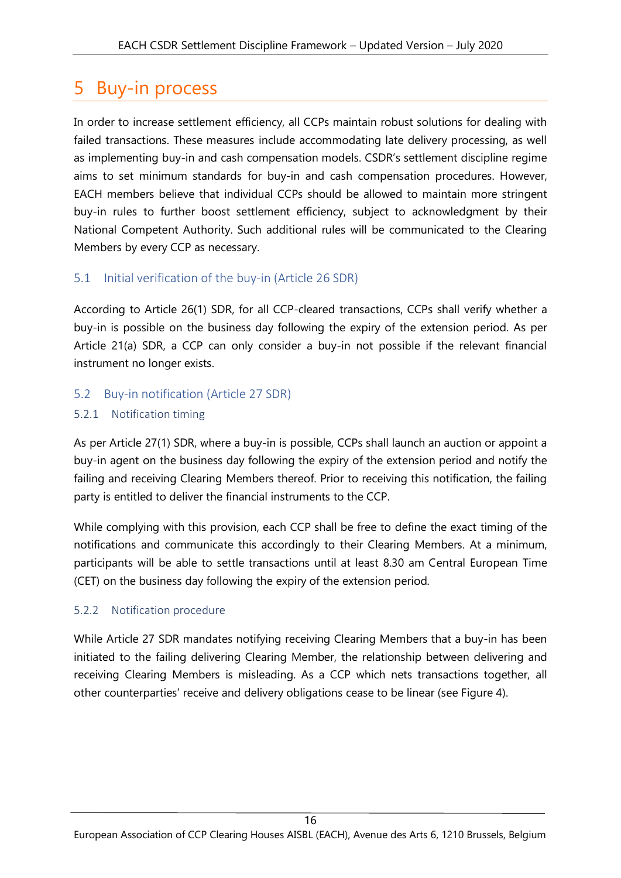# 5 Buy-in process

In order to increase settlement efficiency, all CCPs maintain robust solutions for dealing with failed transactions. These measures include accommodating late delivery processing, as well as implementing buy-in and cash compensation models. CSDR's settlement discipline regime aims to set minimum standards for buy-in and cash compensation procedures. However, EACH members believe that individual CCPs should be allowed to maintain more stringent buy-in rules to further boost settlement efficiency, subject to acknowledgment by their National Competent Authority. Such additional rules will be communicated to the Clearing Members by every CCP as necessary.

## 5.1 Initial verification of the buy-in (Article 26 SDR)

According to Article 26(1) SDR, for all CCP-cleared transactions, CCPs shall verify whether a buy-in is possible on the business day following the expiry of the extension period. As per Article 21(a) SDR, a CCP can only consider a buy-in not possible if the relevant financial instrument no longer exists.

## 5.2 Buy-in notification (Article 27 SDR)

### 5.2.1 Notification timing

As per Article 27(1) SDR, where a buy-in is possible, CCPs shall launch an auction or appoint a buy-in agent on the business day following the expiry of the extension period and notify the failing and receiving Clearing Members thereof. Prior to receiving this notification, the failing party is entitled to deliver the financial instruments to the CCP.

While complying with this provision, each CCP shall be free to define the exact timing of the notifications and communicate this accordingly to their Clearing Members. At a minimum, participants will be able to settle transactions until at least 8.30 am Central European Time (CET) on the business day following the expiry of the extension period.

### 5.2.2 Notification procedure

While Article 27 SDR mandates notifying receiving Clearing Members that a buy-in has been initiated to the failing delivering Clearing Member, the relationship between delivering and receiving Clearing Members is misleading. As a CCP which nets transactions together, all other counterparties' receive and delivery obligations cease to be linear (see Figure 4).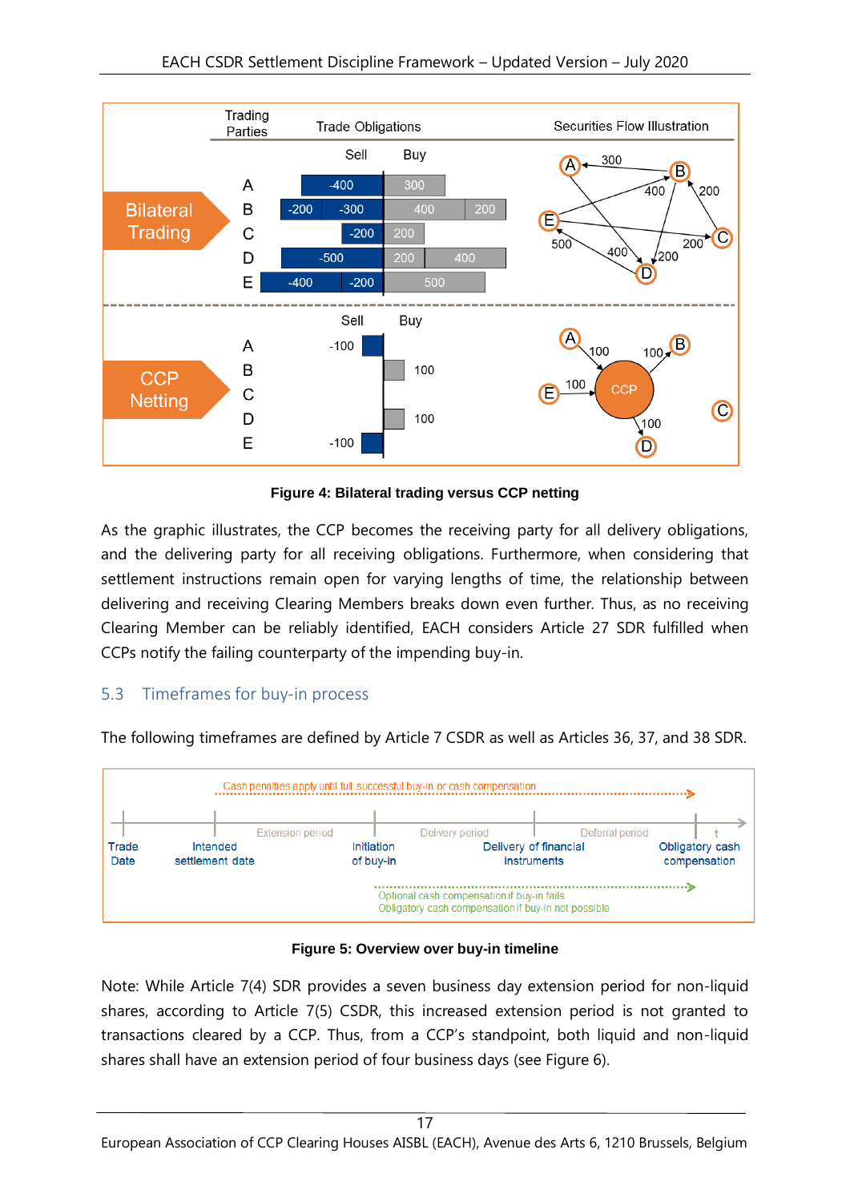**Figure 4: Bilateral trading versus CCP netting**

As the graphic illustrates, the CCP becomes the receiving party for all delivery obligations, and the delivering party for all receiving obligations. Furthermore, when considering that settlement instructions remain open for varying lengths of time, the relationship between delivering and receiving Clearing Members breaks down even further. Thus, as no receiving Clearing Member can be reliably identified, EACH considers Article 27 SDR fulfilled when CCPs notify the failing counterparty of the impending buy-in.

## 5.3 Timeframes for buy-in process

The following timeframes are defined by Article 7 CSDR as well as Articles 36, 37, and 38 SDR.

**Figure 5: Overview over buy-in timeline**

Note: While Article 7(4) SDR provides a seven business day extension period for non-liquid shares, according to Article 7(5) CSDR, this increased extension period is not granted to transactions cleared by a CCP. Thus, from a CCP's standpoint, both liquid and non-liquid shares shall have an extension period of four business days (see Figure 6).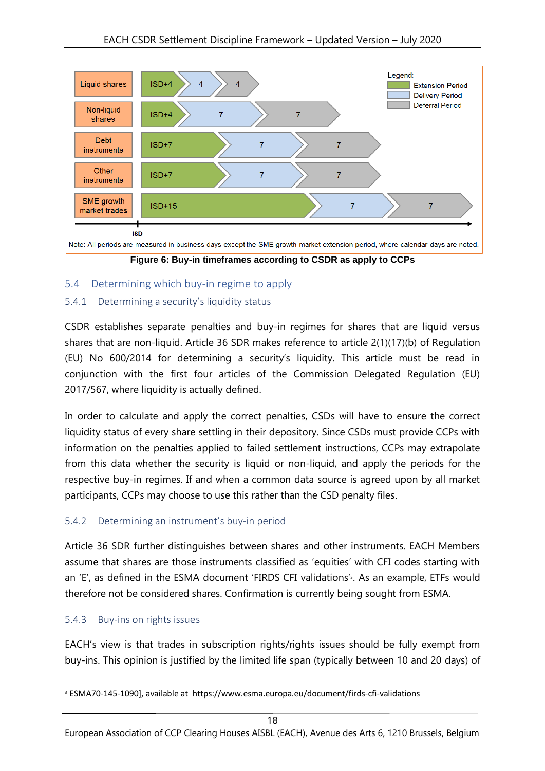| | Extension Period | Delivery Period | Deferral Period |
|---|---|---|---|
| Liquid shares | ISD+4 | 4 | 4 |
| Non-liquid shares | ISD+4 | 7 | 7 |
| Debt instruments | ISD+7 | 7 | 7 |
| Other instruments | ISD+7 | 7 | 7 |
| SME growth market trades | ISD+15 | 7 | 7 |

Legend: Extension Period, Delivery Period, Deferral Period

Note: All periods are measured in business days except the SME growth market extension period, where calendar days are noted.

**Figure 6: Buy-in timeframes according to CSDR as apply to CCPs**

## 5.4 Determining which buy-in regime to apply

### 5.4.1 Determining a security's liquidity status

CSDR establishes separate penalties and buy-in regimes for shares that are liquid versus shares that are non-liquid. Article 36 SDR makes reference to article 2(1)(17)(b) of Regulation (EU) No 600/2014 for determining a security's liquidity. This article must be read in conjunction with the first four articles of the Commission Delegated Regulation (EU) 2017/567, where liquidity is actually defined.

In order to calculate and apply the correct penalties, CSDs will have to ensure the correct liquidity status of every share settling in their depository. Since CSDs must provide CCPs with information on the penalties applied to failed settlement instructions, CCPs may extrapolate from this data whether the security is liquid or non-liquid, and apply the periods for the respective buy-in regimes. If and when a common data source is agreed upon by all market participants, CCPs may choose to use this rather than the CSD penalty files.

### 5.4.2 Determining an instrument's buy-in period

Article 36 SDR further distinguishes between shares and other instruments. EACH Members assume that shares are those instruments classified as 'equities' with CFI codes starting with an 'E', as defined in the ESMA document 'FIRDS CFI validations'[3]. As an example, ETFs would therefore not be considered shares. Confirmation is currently being sought from ESMA.

### 5.4.3 Buy-ins on rights issues

EACH's view is that trades in subscription rights/rights issues should be fully exempt from buy-ins. This opinion is justified by the limited life span (typically between 10 and 20 days) of

[3] ESMA70-145-1090], available at https://www.esma.europa.eu/document/firds-cfi-validations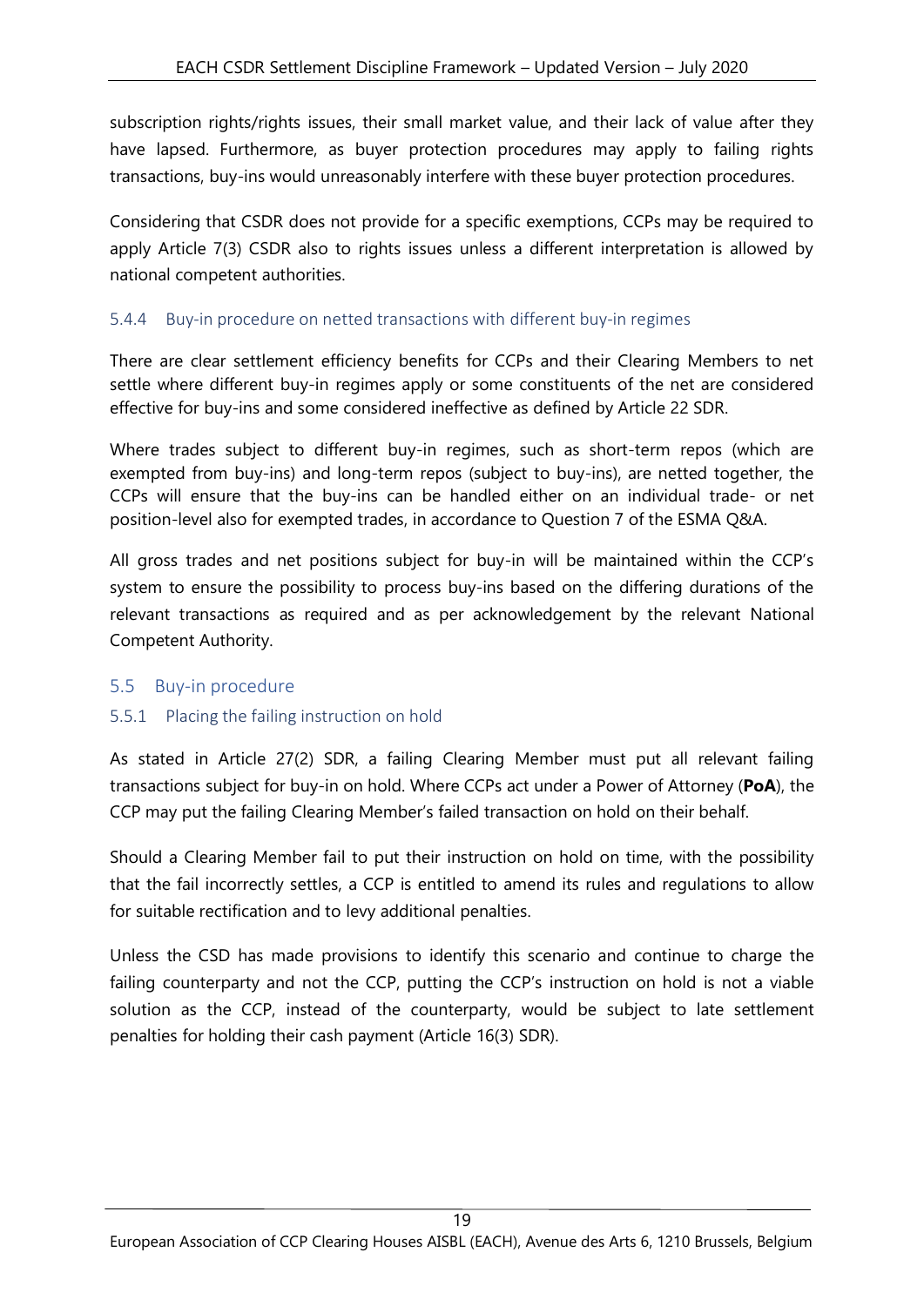subscription rights/rights issues, their small market value, and their lack of value after they have lapsed. Furthermore, as buyer protection procedures may apply to failing rights transactions, buy-ins would unreasonably interfere with these buyer protection procedures.

Considering that CSDR does not provide for a specific exemptions, CCPs may be required to apply Article 7(3) CSDR also to rights issues unless a different interpretation is allowed by national competent authorities.

#### 5.4.4 Buy-in procedure on netted transactions with different buy-in regimes

There are clear settlement efficiency benefits for CCPs and their Clearing Members to net settle where different buy-in regimes apply or some constituents of the net are considered effective for buy-ins and some considered ineffective as defined by Article 22 SDR.

Where trades subject to different buy-in regimes, such as short-term repos (which are exempted from buy-ins) and long-term repos (subject to buy-ins), are netted together, the CCPs will ensure that the buy-ins can be handled either on an individual trade- or net position-level also for exempted trades, in accordance to Question 7 of the ESMA Q&A.

All gross trades and net positions subject for buy-in will be maintained within the CCP's system to ensure the possibility to process buy-ins based on the differing durations of the relevant transactions as required and as per acknowledgement by the relevant National Competent Authority.

### 5.5 Buy-in procedure

#### 5.5.1 Placing the failing instruction on hold

As stated in Article 27(2) SDR, a failing Clearing Member must put all relevant failing transactions subject for buy-in on hold. Where CCPs act under a Power of Attorney (**PoA**), the CCP may put the failing Clearing Member's failed transaction on hold on their behalf.

Should a Clearing Member fail to put their instruction on hold on time, with the possibility that the fail incorrectly settles, a CCP is entitled to amend its rules and regulations to allow for suitable rectification and to levy additional penalties.

Unless the CSD has made provisions to identify this scenario and continue to charge the failing counterparty and not the CCP, putting the CCP's instruction on hold is not a viable solution as the CCP, instead of the counterparty, would be subject to late settlement penalties for holding their cash payment (Article 16(3) SDR).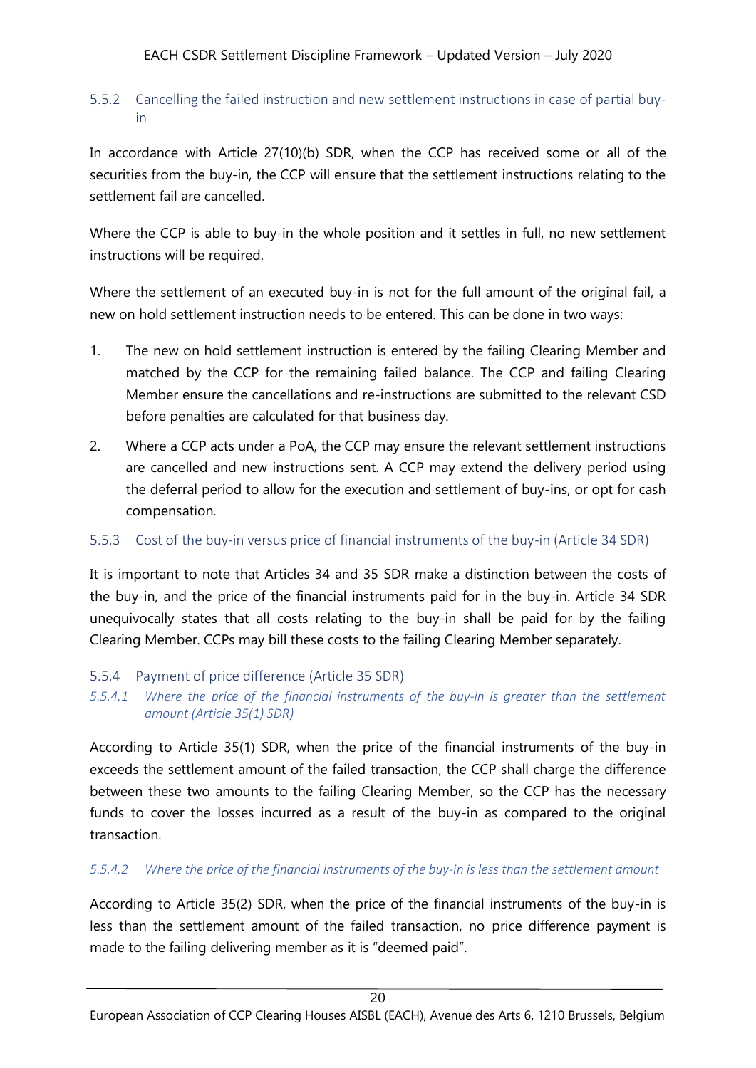### 5.5.2 Cancelling the failed instruction and new settlement instructions in case of partial buy-in

In accordance with Article 27(10)(b) SDR, when the CCP has received some or all of the securities from the buy-in, the CCP will ensure that the settlement instructions relating to the settlement fail are cancelled.

Where the CCP is able to buy-in the whole position and it settles in full, no new settlement instructions will be required.

Where the settlement of an executed buy-in is not for the full amount of the original fail, a new on hold settlement instruction needs to be entered. This can be done in two ways:

1. The new on hold settlement instruction is entered by the failing Clearing Member and matched by the CCP for the remaining failed balance. The CCP and failing Clearing Member ensure the cancellations and re-instructions are submitted to the relevant CSD before penalties are calculated for that business day.
2. Where a CCP acts under a PoA, the CCP may ensure the relevant settlement instructions are cancelled and new instructions sent. A CCP may extend the delivery period using the deferral period to allow for the execution and settlement of buy-ins, or opt for cash compensation.

### 5.5.3 Cost of the buy-in versus price of financial instruments of the buy-in (Article 34 SDR)

It is important to note that Articles 34 and 35 SDR make a distinction between the costs of the buy-in, and the price of the financial instruments paid for in the buy-in. Article 34 SDR unequivocally states that all costs relating to the buy-in shall be paid for by the failing Clearing Member. CCPs may bill these costs to the failing Clearing Member separately.

### 5.5.4 Payment of price difference (Article 35 SDR)

#### *5.5.4.1 Where the price of the financial instruments of the buy-in is greater than the settlement amount (Article 35(1) SDR)*

According to Article 35(1) SDR, when the price of the financial instruments of the buy-in exceeds the settlement amount of the failed transaction, the CCP shall charge the difference between these two amounts to the failing Clearing Member, so the CCP has the necessary funds to cover the losses incurred as a result of the buy-in as compared to the original transaction.

#### *5.5.4.2 Where the price of the financial instruments of the buy-in is less than the settlement amount*

According to Article 35(2) SDR, when the price of the financial instruments of the buy-in is less than the settlement amount of the failed transaction, no price difference payment is made to the failing delivering member as it is "deemed paid".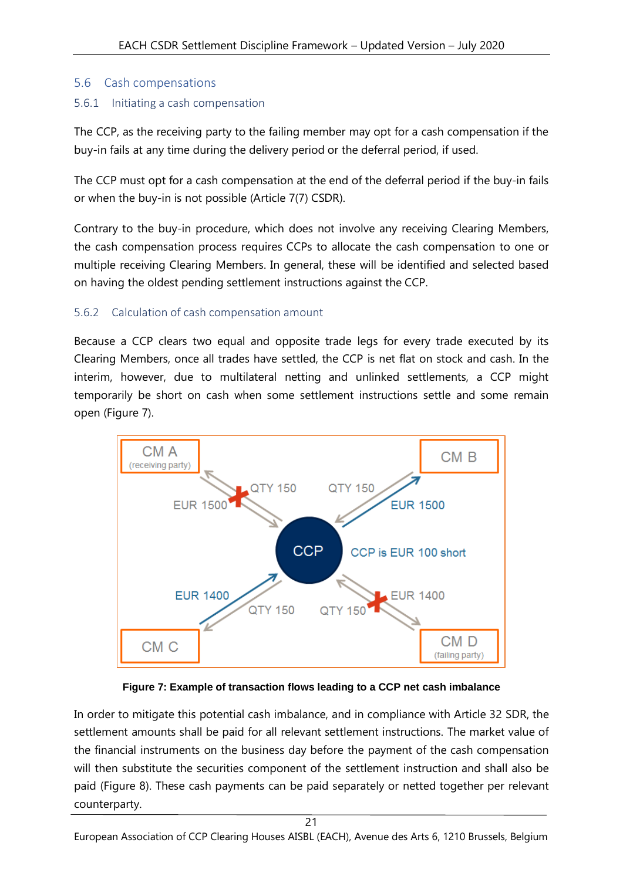## 5.6 Cash compensations

### 5.6.1 Initiating a cash compensation

The CCP, as the receiving party to the failing member may opt for a cash compensation if the buy-in fails at any time during the delivery period or the deferral period, if used.

The CCP must opt for a cash compensation at the end of the deferral period if the buy-in fails or when the buy-in is not possible (Article 7(7) CSDR).

Contrary to the buy-in procedure, which does not involve any receiving Clearing Members, the cash compensation process requires CCPs to allocate the cash compensation to one or multiple receiving Clearing Members. In general, these will be identified and selected based on having the oldest pending settlement instructions against the CCP.

### 5.6.2 Calculation of cash compensation amount

Because a CCP clears two equal and opposite trade legs for every trade executed by its Clearing Members, once all trades have settled, the CCP is net flat on stock and cash. In the interim, however, due to multilateral netting and unlinked settlements, a CCP might temporarily be short on cash when some settlement instructions settle and some remain open (Figure 7).

**Figure 7: Example of transaction flows leading to a CCP net cash imbalance**

In order to mitigate this potential cash imbalance, and in compliance with Article 32 SDR, the settlement amounts shall be paid for all relevant settlement instructions. The market value of the financial instruments on the business day before the payment of the cash compensation will then substitute the securities component of the settlement instruction and shall also be paid (Figure 8). These cash payments can be paid separately or netted together per relevant counterparty.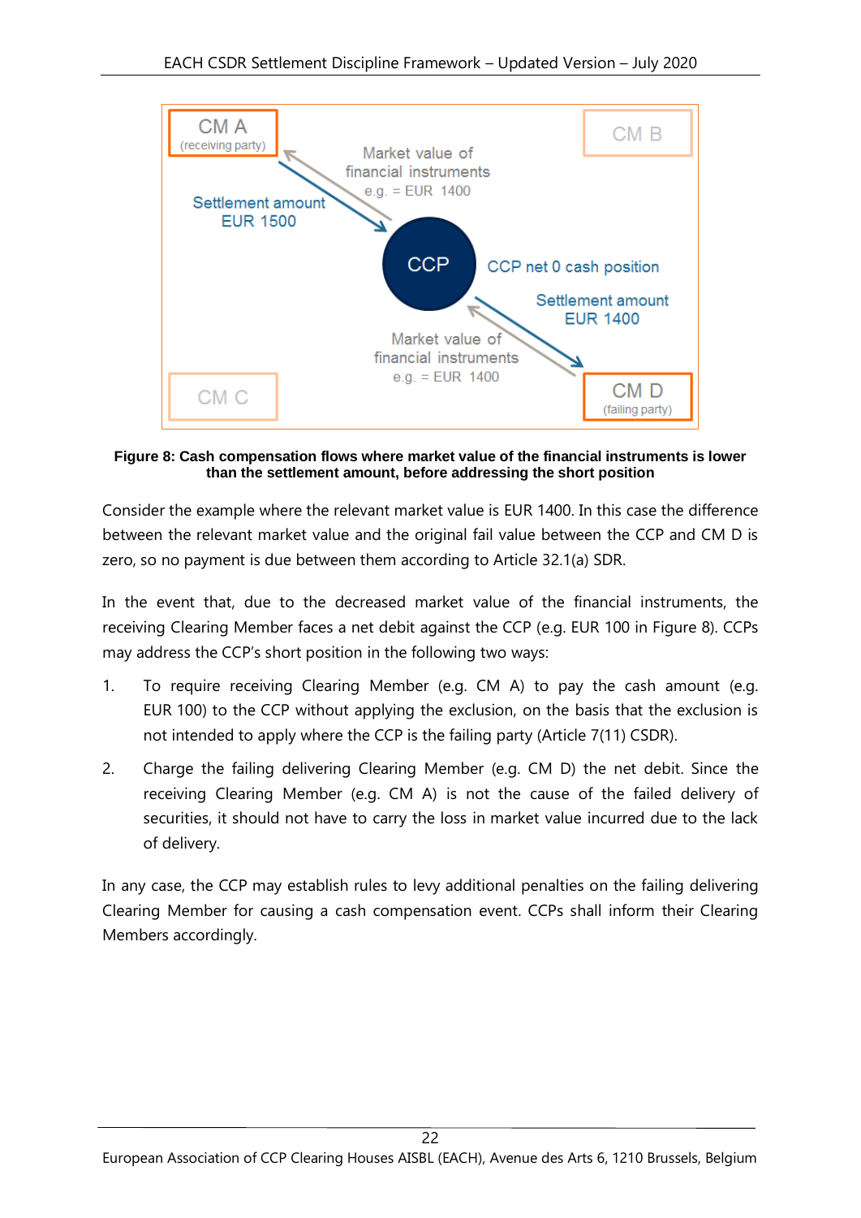**Figure 8: Cash compensation flows where market value of the financial instruments is lower than the settlement amount, before addressing the short position**

Consider the example where the relevant market value is EUR 1400. In this case the difference between the relevant market value and the original fail value between the CCP and CM D is zero, so no payment is due between them according to Article 32.1(a) SDR.

In the event that, due to the decreased market value of the financial instruments, the receiving Clearing Member faces a net debit against the CCP (e.g. EUR 100 in Figure 8). CCPs may address the CCP's short position in the following two ways:

1. To require receiving Clearing Member (e.g. CM A) to pay the cash amount (e.g. EUR 100) to the CCP without applying the exclusion, on the basis that the exclusion is not intended to apply where the CCP is the failing party (Article 7(11) CSDR).
2. Charge the failing delivering Clearing Member (e.g. CM D) the net debit. Since the receiving Clearing Member (e.g. CM A) is not the cause of the failed delivery of securities, it should not have to carry the loss in market value incurred due to the lack of delivery.

In any case, the CCP may establish rules to levy additional penalties on the failing delivering Clearing Member for causing a cash compensation event. CCPs shall inform their Clearing Members accordingly.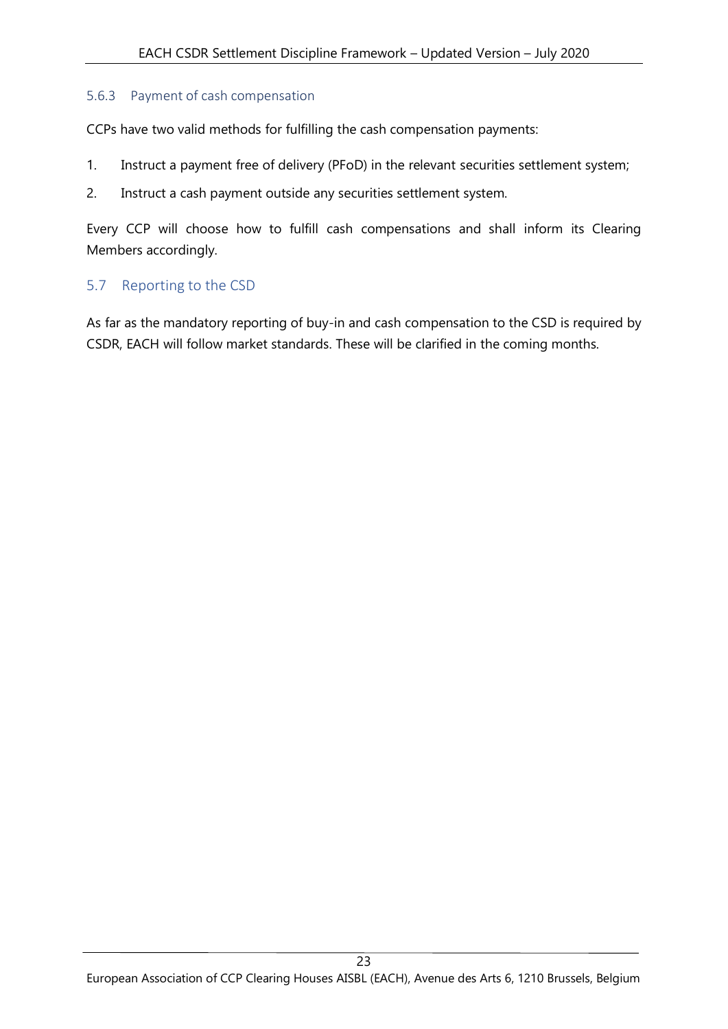#### 5.6.3 Payment of cash compensation

CCPs have two valid methods for fulfilling the cash compensation payments:

1. Instruct a payment free of delivery (PFoD) in the relevant securities settlement system;
2. Instruct a cash payment outside any securities settlement system.

Every CCP will choose how to fulfill cash compensations and shall inform its Clearing Members accordingly.

### 5.7 Reporting to the CSD

As far as the mandatory reporting of buy-in and cash compensation to the CSD is required by CSDR, EACH will follow market standards. These will be clarified in the coming months.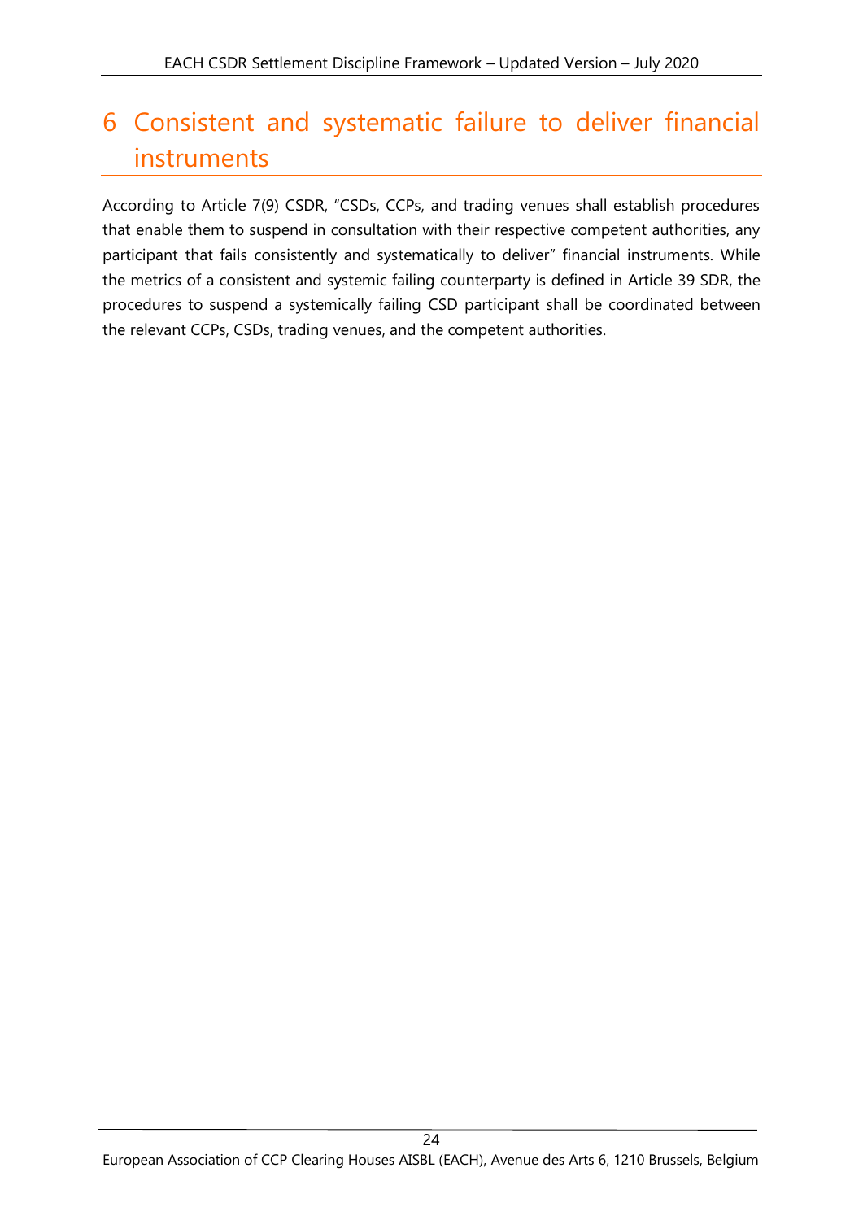# 6 Consistent and systematic failure to deliver financial instruments

According to Article 7(9) CSDR, "CSDs, CCPs, and trading venues shall establish procedures that enable them to suspend in consultation with their respective competent authorities, any participant that fails consistently and systematically to deliver" financial instruments. While the metrics of a consistent and systemic failing counterparty is defined in Article 39 SDR, the procedures to suspend a systemically failing CSD participant shall be coordinated between the relevant CCPs, CSDs, trading venues, and the competent authorities.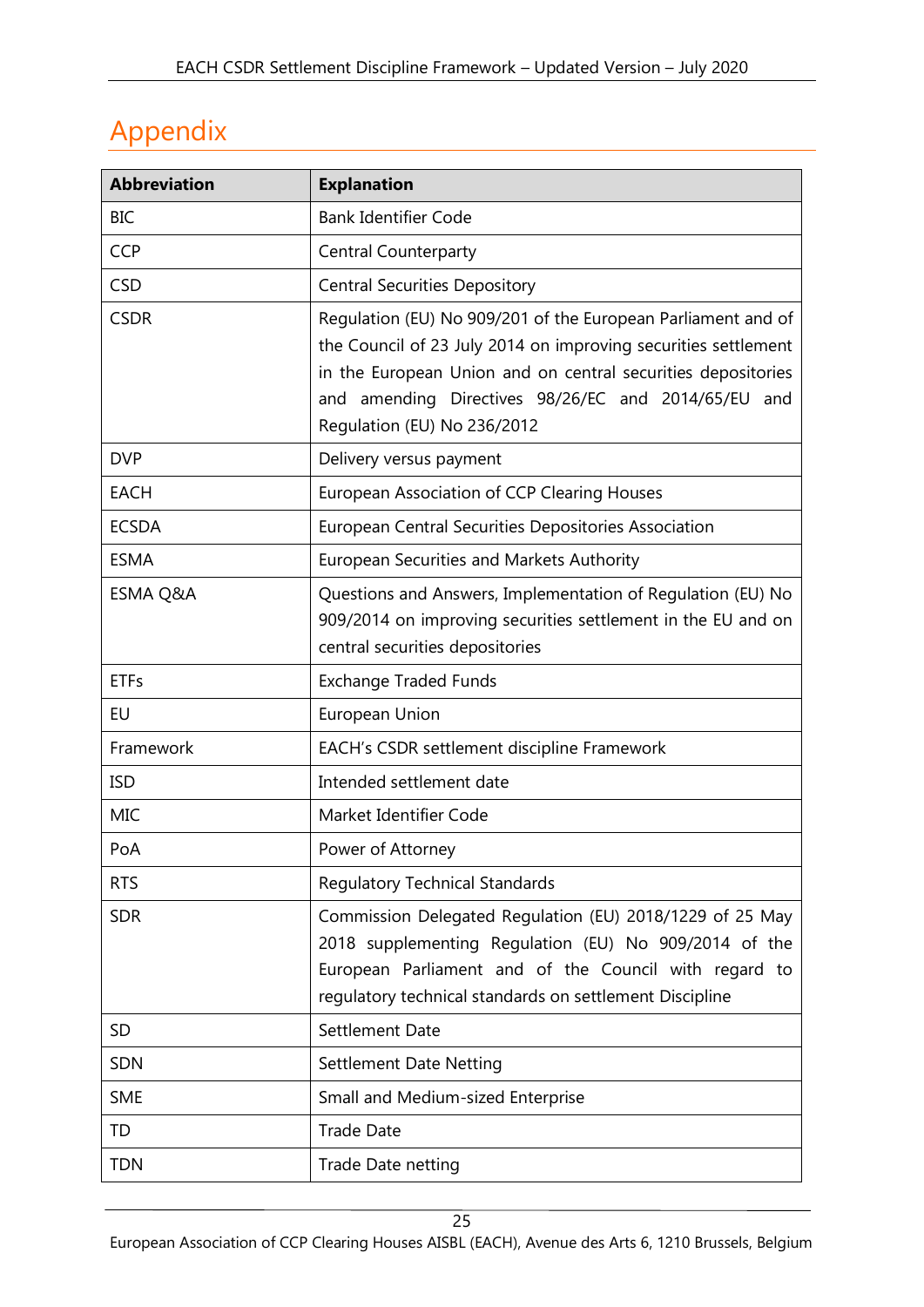# Appendix

| Abbreviation | Explanation |
|---|---|
| BIC | Bank Identifier Code |
| CCP | Central Counterparty |
| CSD | Central Securities Depository |
| CSDR | Regulation (EU) No 909/201 of the European Parliament and of the Council of 23 July 2014 on improving securities settlement in the European Union and on central securities depositories and amending Directives 98/26/EC and 2014/65/EU and Regulation (EU) No 236/2012 |
| DVP | Delivery versus payment |
| EACH | European Association of CCP Clearing Houses |
| ECSDA | European Central Securities Depositories Association |
| ESMA | European Securities and Markets Authority |
| ESMA Q&A | Questions and Answers, Implementation of Regulation (EU) No 909/2014 on improving securities settlement in the EU and on central securities depositories |
| ETFs | Exchange Traded Funds |
| EU | European Union |
| Framework | EACH's CSDR settlement discipline Framework |
| ISD | Intended settlement date |
| MIC | Market Identifier Code |
| PoA | Power of Attorney |
| RTS | Regulatory Technical Standards |
| SDR | Commission Delegated Regulation (EU) 2018/1229 of 25 May 2018 supplementing Regulation (EU) No 909/2014 of the European Parliament and of the Council with regard to regulatory technical standards on settlement Discipline |
| SD | Settlement Date |
| SDN | Settlement Date Netting |
| SME | Small and Medium-sized Enterprise |
| TD | Trade Date |
| TDN | Trade Date netting |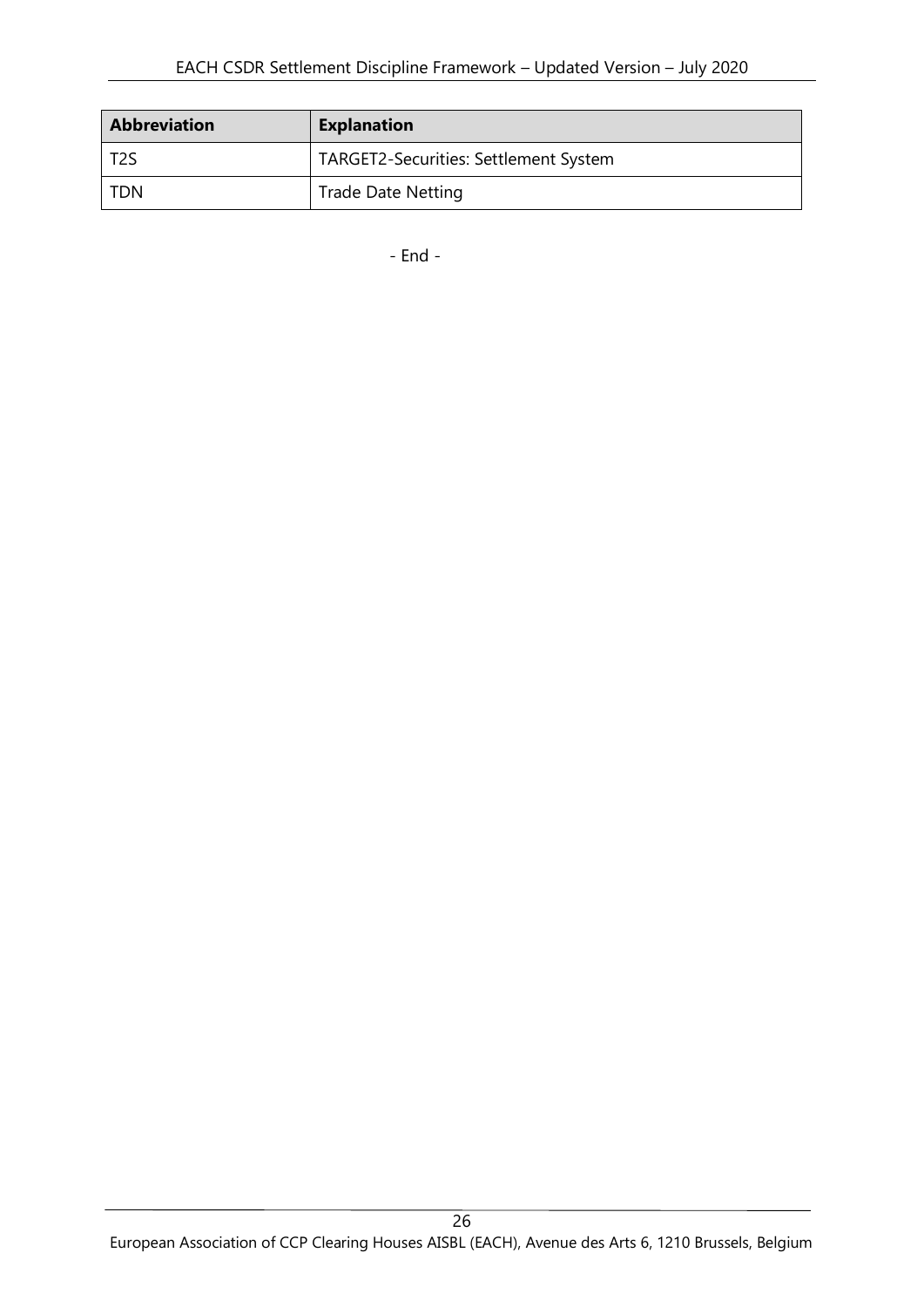| Abbreviation | Explanation |
|---|---|
| T2S | TARGET2-Securities: Settlement System |
| TDN | Trade Date Netting |

- End -